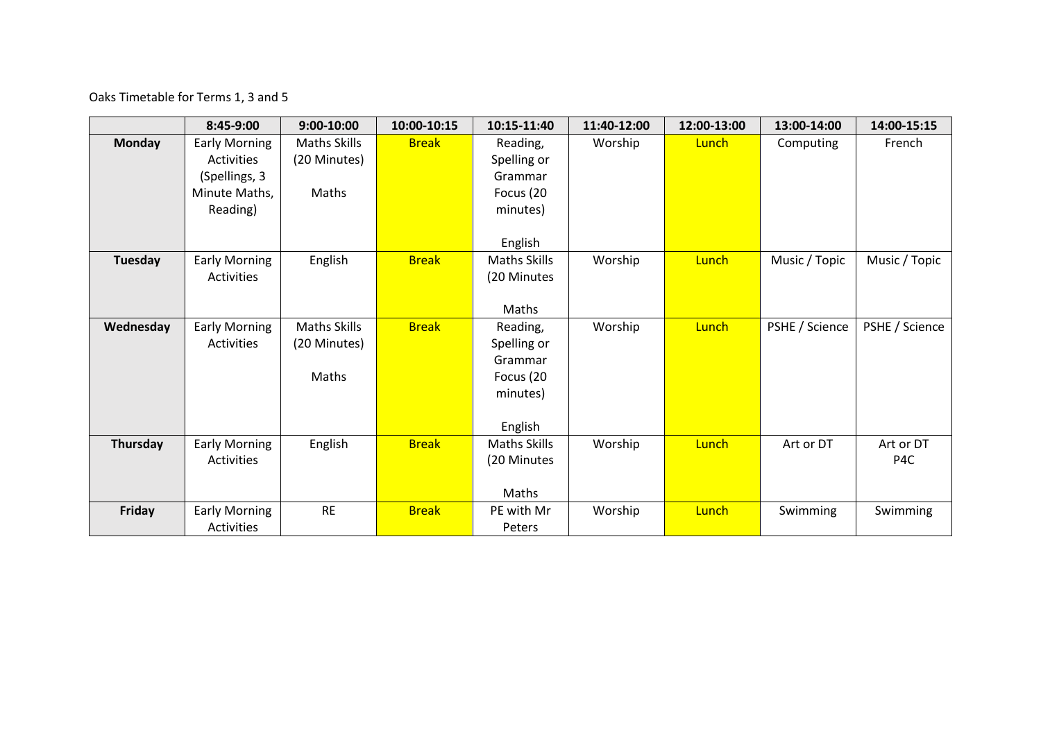Oaks Timetable for Terms 1, 3 and 5

| | 8:45-9:00 | 9:00-10:00 | 10:00-10:15 | 10:15-11:40 | 11:40-12:00 | 12:00-13:00 | 13:00-14:00 | 14:00-15:15 |
|---|---|---|---|---|---|---|---|---|
| **Monday** | Early Morning Activities (Spellings, 3 Minute Maths, Reading) | Maths Skills (20 Minutes)<br><br>Maths | Break | Reading, Spelling or Grammar Focus (20 minutes)<br><br>English | Worship | Lunch | Computing | French |
| **Tuesday** | Early Morning Activities | English | Break | Maths Skills (20 Minutes<br><br>Maths | Worship | Lunch | Music / Topic | Music / Topic |
| **Wednesday** | Early Morning Activities | Maths Skills (20 Minutes)<br><br>Maths | Break | Reading, Spelling or Grammar Focus (20 minutes)<br><br>English | Worship | Lunch | PSHE / Science | PSHE / Science |
| **Thursday** | Early Morning Activities | English | Break | Maths Skills (20 Minutes<br><br>Maths | Worship | Lunch | Art or DT | Art or DT<br>P4C |
| **Friday** | Early Morning Activities | RE | Break | PE with Mr Peters | Worship | Lunch | Swimming | Swimming |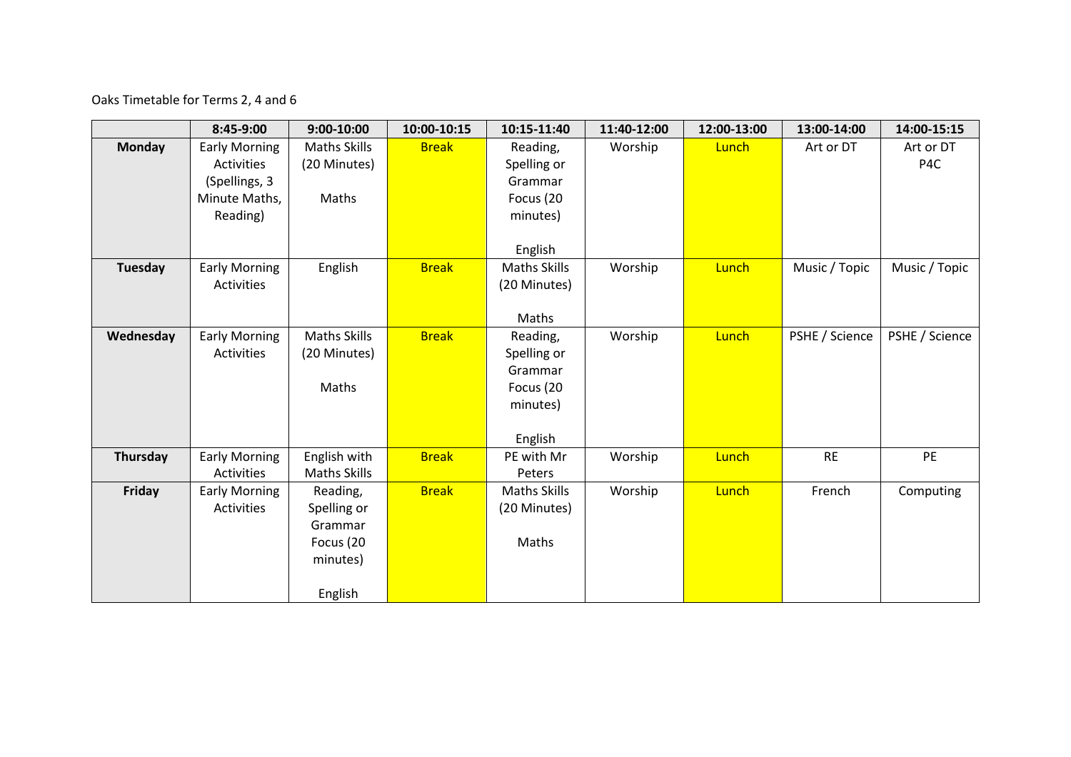Oaks Timetable for Terms 2, 4 and 6

| | 8:45-9:00 | 9:00-10:00 | 10:00-10:15 | 10:15-11:40 | 11:40-12:00 | 12:00-13:00 | 13:00-14:00 | 14:00-15:15 |
|---|---|---|---|---|---|---|---|---|
| **Monday** | Early Morning Activities (Spellings, 3 Minute Maths, Reading) | Maths Skills (20 Minutes) Maths | Break | Reading, Spelling or Grammar Focus (20 minutes) English | Worship | Lunch | Art or DT | Art or DT P4C |
| **Tuesday** | Early Morning Activities | English | Break | Maths Skills (20 Minutes) Maths | Worship | Lunch | Music / Topic | Music / Topic |
| **Wednesday** | Early Morning Activities | Maths Skills (20 Minutes) Maths | Break | Reading, Spelling or Grammar Focus (20 minutes) English | Worship | Lunch | PSHE / Science | PSHE / Science |
| **Thursday** | Early Morning Activities | English with Maths Skills | Break | PE with Mr Peters | Worship | Lunch | RE | PE |
| **Friday** | Early Morning Activities | Reading, Spelling or Grammar Focus (20 minutes) English | Break | Maths Skills (20 Minutes) Maths | Worship | Lunch | French | Computing |